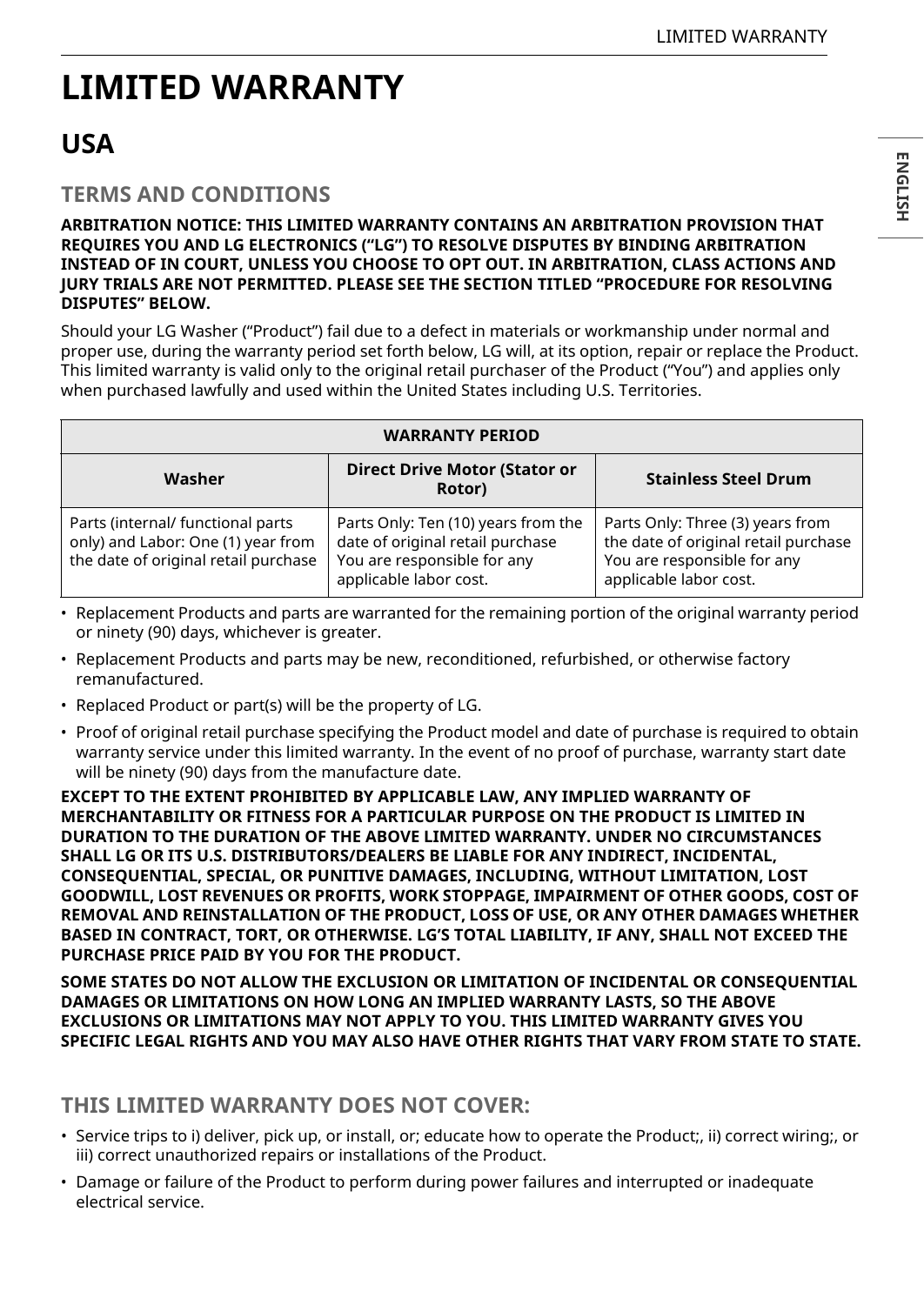# LIMITED WARRANTY

## USA

### TERMS AND CONDITIONS

**ARBITRATION NOTICE: THIS LIMITED WARRANTY CONTAINS AN ARBITRATION PROVISION THAT REQUIRES YOU AND LG ELECTRONICS (“LG”) TO RESOLVE DISPUTES BY BINDING ARBITRATION INSTEAD OF IN COURT, UNLESS YOU CHOOSE TO OPT OUT. IN ARBITRATION, CLASS ACTIONS AND JURY TRIALS ARE NOT PERMITTED. PLEASE SEE THE SECTION TITLED “PROCEDURE FOR RESOLVING DISPUTES” BELOW.**

Should your LG Washer (“Product”) fail due to a defect in materials or workmanship under normal and proper use, during the warranty period set forth below, LG will, at its option, repair or replace the Product. This limited warranty is valid only to the original retail purchaser of the Product (“You”) and applies only when purchased lawfully and used within the United States including U.S. Territories.

| WARRANTY PERIOD | | |
|---|---|---|
| **Washer** | **Direct Drive Motor (Stator or Rotor)** | **Stainless Steel Drum** |
| Parts (internal/ functional parts only) and Labor: One (1) year from the date of original retail purchase | Parts Only: Ten (10) years from the date of original retail purchase You are responsible for any applicable labor cost. | Parts Only: Three (3) years from the date of original retail purchase You are responsible for any applicable labor cost. |

- Replacement Products and parts are warranted for the remaining portion of the original warranty period or ninety (90) days, whichever is greater.
- Replacement Products and parts may be new, reconditioned, refurbished, or otherwise factory remanufactured.
- Replaced Product or part(s) will be the property of LG.
- Proof of original retail purchase specifying the Product model and date of purchase is required to obtain warranty service under this limited warranty. In the event of no proof of purchase, warranty start date will be ninety (90) days from the manufacture date.

**EXCEPT TO THE EXTENT PROHIBITED BY APPLICABLE LAW, ANY IMPLIED WARRANTY OF MERCHANTABILITY OR FITNESS FOR A PARTICULAR PURPOSE ON THE PRODUCT IS LIMITED IN DURATION TO THE DURATION OF THE ABOVE LIMITED WARRANTY. UNDER NO CIRCUMSTANCES SHALL LG OR ITS U.S. DISTRIBUTORS/DEALERS BE LIABLE FOR ANY INDIRECT, INCIDENTAL, CONSEQUENTIAL, SPECIAL, OR PUNITIVE DAMAGES, INCLUDING, WITHOUT LIMITATION, LOST GOODWILL, LOST REVENUES OR PROFITS, WORK STOPPAGE, IMPAIRMENT OF OTHER GOODS, COST OF REMOVAL AND REINSTALLATION OF THE PRODUCT, LOSS OF USE, OR ANY OTHER DAMAGES WHETHER BASED IN CONTRACT, TORT, OR OTHERWISE. LG’S TOTAL LIABILITY, IF ANY, SHALL NOT EXCEED THE PURCHASE PRICE PAID BY YOU FOR THE PRODUCT.**

**SOME STATES DO NOT ALLOW THE EXCLUSION OR LIMITATION OF INCIDENTAL OR CONSEQUENTIAL DAMAGES OR LIMITATIONS ON HOW LONG AN IMPLIED WARRANTY LASTS, SO THE ABOVE EXCLUSIONS OR LIMITATIONS MAY NOT APPLY TO YOU. THIS LIMITED WARRANTY GIVES YOU SPECIFIC LEGAL RIGHTS AND YOU MAY ALSO HAVE OTHER RIGHTS THAT VARY FROM STATE TO STATE.**

### THIS LIMITED WARRANTY DOES NOT COVER:

- Service trips to i) deliver, pick up, or install, or; educate how to operate the Product;, ii) correct wiring;, or iii) correct unauthorized repairs or installations of the Product.
- Damage or failure of the Product to perform during power failures and interrupted or inadequate electrical service.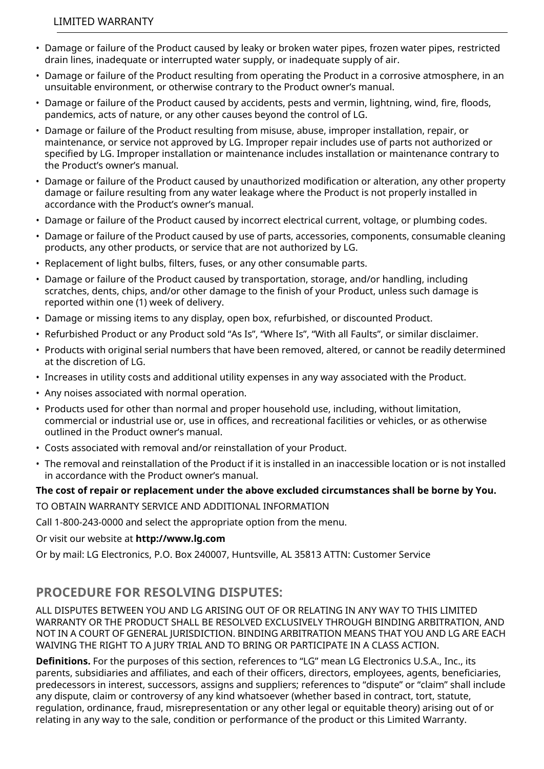- Damage or failure of the Product caused by leaky or broken water pipes, frozen water pipes, restricted drain lines, inadequate or interrupted water supply, or inadequate supply of air.
- Damage or failure of the Product resulting from operating the Product in a corrosive atmosphere, in an unsuitable environment, or otherwise contrary to the Product owner's manual.
- Damage or failure of the Product caused by accidents, pests and vermin, lightning, wind, fire, floods, pandemics, acts of nature, or any other causes beyond the control of LG.
- Damage or failure of the Product resulting from misuse, abuse, improper installation, repair, or maintenance, or service not approved by LG. Improper repair includes use of parts not authorized or specified by LG. Improper installation or maintenance includes installation or maintenance contrary to the Product's owner's manual.
- Damage or failure of the Product caused by unauthorized modification or alteration, any other property damage or failure resulting from any water leakage where the Product is not properly installed in accordance with the Product's owner's manual.
- Damage or failure of the Product caused by incorrect electrical current, voltage, or plumbing codes.
- Damage or failure of the Product caused by use of parts, accessories, components, consumable cleaning products, any other products, or service that are not authorized by LG.
- Replacement of light bulbs, filters, fuses, or any other consumable parts.
- Damage or failure of the Product caused by transportation, storage, and/or handling, including scratches, dents, chips, and/or other damage to the finish of your Product, unless such damage is reported within one (1) week of delivery.
- Damage or missing items to any display, open box, refurbished, or discounted Product.
- Refurbished Product or any Product sold "As Is", "Where Is", "With all Faults", or similar disclaimer.
- Products with original serial numbers that have been removed, altered, or cannot be readily determined at the discretion of LG.
- Increases in utility costs and additional utility expenses in any way associated with the Product.
- Any noises associated with normal operation.
- Products used for other than normal and proper household use, including, without limitation, commercial or industrial use or, use in offices, and recreational facilities or vehicles, or as otherwise outlined in the Product owner's manual.
- Costs associated with removal and/or reinstallation of your Product.
- The removal and reinstallation of the Product if it is installed in an inaccessible location or is not installed in accordance with the Product owner's manual.

**The cost of repair or replacement under the above excluded circumstances shall be borne by You.**

TO OBTAIN WARRANTY SERVICE AND ADDITIONAL INFORMATION

Call 1-800-243-0000 and select the appropriate option from the menu.

Or visit our website at **http://www.lg.com**

Or by mail: LG Electronics, P.O. Box 240007, Huntsville, AL 35813 ATTN: Customer Service

## PROCEDURE FOR RESOLVING DISPUTES:

ALL DISPUTES BETWEEN YOU AND LG ARISING OUT OF OR RELATING IN ANY WAY TO THIS LIMITED WARRANTY OR THE PRODUCT SHALL BE RESOLVED EXCLUSIVELY THROUGH BINDING ARBITRATION, AND NOT IN A COURT OF GENERAL JURISDICTION. BINDING ARBITRATION MEANS THAT YOU AND LG ARE EACH WAIVING THE RIGHT TO A JURY TRIAL AND TO BRING OR PARTICIPATE IN A CLASS ACTION.

**Definitions.** For the purposes of this section, references to "LG" mean LG Electronics U.S.A., Inc., its parents, subsidiaries and affiliates, and each of their officers, directors, employees, agents, beneficiaries, predecessors in interest, successors, assigns and suppliers; references to "dispute" or "claim" shall include any dispute, claim or controversy of any kind whatsoever (whether based in contract, tort, statute, regulation, ordinance, fraud, misrepresentation or any other legal or equitable theory) arising out of or relating in any way to the sale, condition or performance of the product or this Limited Warranty.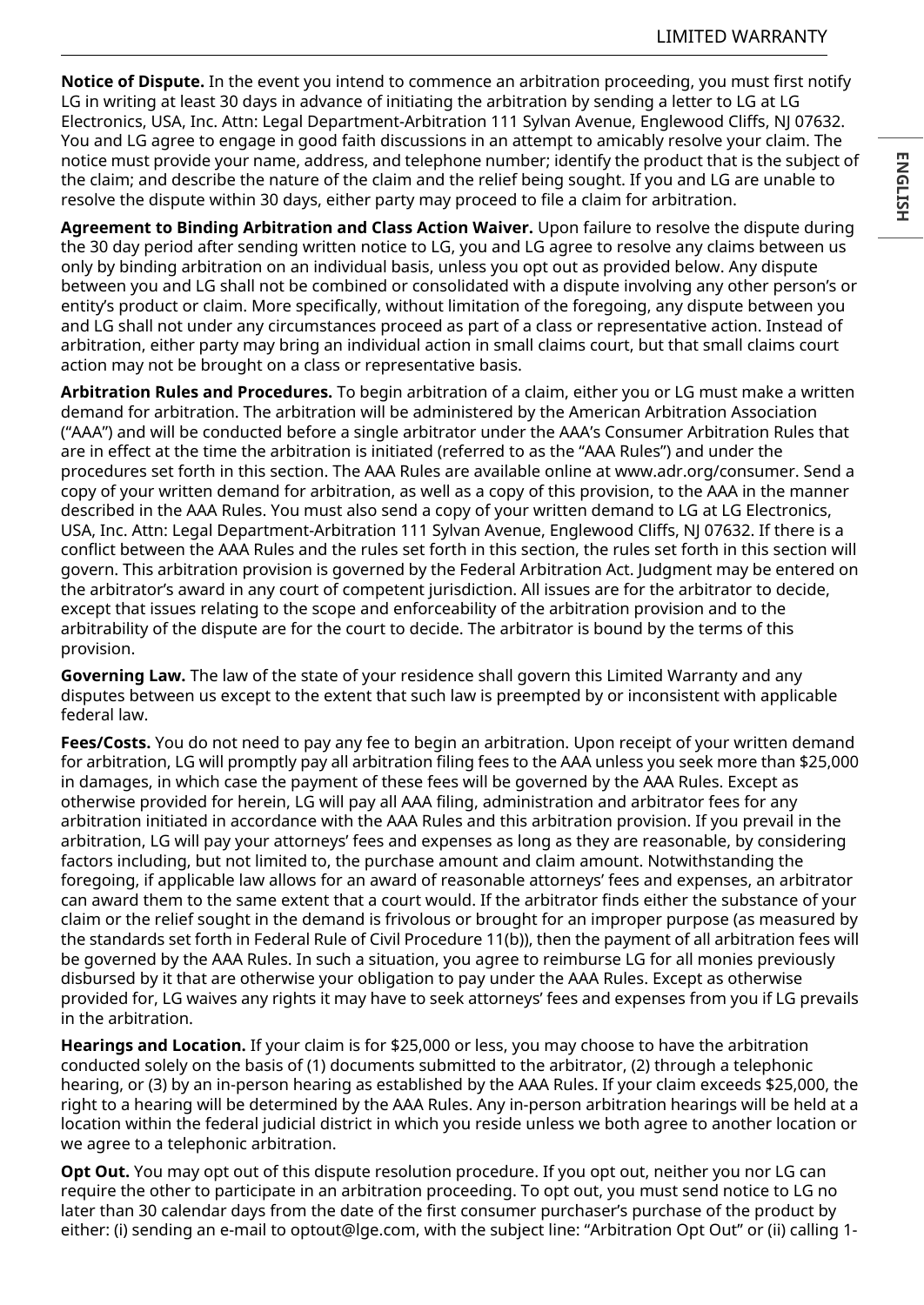**Notice of Dispute.** In the event you intend to commence an arbitration proceeding, you must first notify LG in writing at least 30 days in advance of initiating the arbitration by sending a letter to LG at LG Electronics, USA, Inc. Attn: Legal Department-Arbitration 111 Sylvan Avenue, Englewood Cliffs, NJ 07632. You and LG agree to engage in good faith discussions in an attempt to amicably resolve your claim. The notice must provide your name, address, and telephone number; identify the product that is the subject of the claim; and describe the nature of the claim and the relief being sought. If you and LG are unable to resolve the dispute within 30 days, either party may proceed to file a claim for arbitration.

**Agreement to Binding Arbitration and Class Action Waiver.** Upon failure to resolve the dispute during the 30 day period after sending written notice to LG, you and LG agree to resolve any claims between us only by binding arbitration on an individual basis, unless you opt out as provided below. Any dispute between you and LG shall not be combined or consolidated with a dispute involving any other person's or entity's product or claim. More specifically, without limitation of the foregoing, any dispute between you and LG shall not under any circumstances proceed as part of a class or representative action. Instead of arbitration, either party may bring an individual action in small claims court, but that small claims court action may not be brought on a class or representative basis.

**Arbitration Rules and Procedures.** To begin arbitration of a claim, either you or LG must make a written demand for arbitration. The arbitration will be administered by the American Arbitration Association ("AAA") and will be conducted before a single arbitrator under the AAA's Consumer Arbitration Rules that are in effect at the time the arbitration is initiated (referred to as the "AAA Rules") and under the procedures set forth in this section. The AAA Rules are available online at www.adr.org/consumer. Send a copy of your written demand for arbitration, as well as a copy of this provision, to the AAA in the manner described in the AAA Rules. You must also send a copy of your written demand to LG at LG Electronics, USA, Inc. Attn: Legal Department-Arbitration 111 Sylvan Avenue, Englewood Cliffs, NJ 07632. If there is a conflict between the AAA Rules and the rules set forth in this section, the rules set forth in this section will govern. This arbitration provision is governed by the Federal Arbitration Act. Judgment may be entered on the arbitrator's award in any court of competent jurisdiction. All issues are for the arbitrator to decide, except that issues relating to the scope and enforceability of the arbitration provision and to the arbitrability of the dispute are for the court to decide. The arbitrator is bound by the terms of this provision.

**Governing Law.** The law of the state of your residence shall govern this Limited Warranty and any disputes between us except to the extent that such law is preempted by or inconsistent with applicable federal law.

**Fees/Costs.** You do not need to pay any fee to begin an arbitration. Upon receipt of your written demand for arbitration, LG will promptly pay all arbitration filing fees to the AAA unless you seek more than $25,000 in damages, in which case the payment of these fees will be governed by the AAA Rules. Except as otherwise provided for herein, LG will pay all AAA filing, administration and arbitrator fees for any arbitration initiated in accordance with the AAA Rules and this arbitration provision. If you prevail in the arbitration, LG will pay your attorneys' fees and expenses as long as they are reasonable, by considering factors including, but not limited to, the purchase amount and claim amount. Notwithstanding the foregoing, if applicable law allows for an award of reasonable attorneys' fees and expenses, an arbitrator can award them to the same extent that a court would. If the arbitrator finds either the substance of your claim or the relief sought in the demand is frivolous or brought for an improper purpose (as measured by the standards set forth in Federal Rule of Civil Procedure 11(b)), then the payment of all arbitration fees will be governed by the AAA Rules. In such a situation, you agree to reimburse LG for all monies previously disbursed by it that are otherwise your obligation to pay under the AAA Rules. Except as otherwise provided for, LG waives any rights it may have to seek attorneys' fees and expenses from you if LG prevails in the arbitration.

**Hearings and Location.** If your claim is for $25,000 or less, you may choose to have the arbitration conducted solely on the basis of (1) documents submitted to the arbitrator, (2) through a telephonic hearing, or (3) by an in-person hearing as established by the AAA Rules. If your claim exceeds $25,000, the right to a hearing will be determined by the AAA Rules. Any in-person arbitration hearings will be held at a location within the federal judicial district in which you reside unless we both agree to another location or we agree to a telephonic arbitration.

**Opt Out.** You may opt out of this dispute resolution procedure. If you opt out, neither you nor LG can require the other to participate in an arbitration proceeding. To opt out, you must send notice to LG no later than 30 calendar days from the date of the first consumer purchaser's purchase of the product by either: (i) sending an e-mail to optout@lge.com, with the subject line: "Arbitration Opt Out" or (ii) calling 1-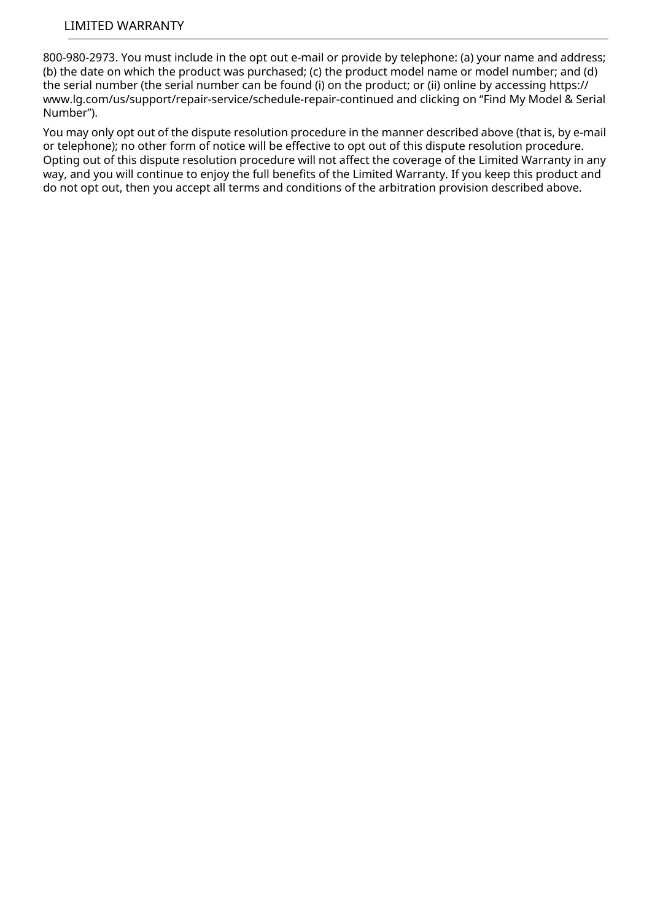800-980-2973. You must include in the opt out e-mail or provide by telephone: (a) your name and address; (b) the date on which the product was purchased; (c) the product model name or model number; and (d) the serial number (the serial number can be found (i) on the product; or (ii) online by accessing https://www.lg.com/us/support/repair-service/schedule-repair-continued and clicking on “Find My Model & Serial Number”).

You may only opt out of the dispute resolution procedure in the manner described above (that is, by e-mail or telephone); no other form of notice will be effective to opt out of this dispute resolution procedure. Opting out of this dispute resolution procedure will not affect the coverage of the Limited Warranty in any way, and you will continue to enjoy the full benefits of the Limited Warranty. If you keep this product and do not opt out, then you accept all terms and conditions of the arbitration provision described above.